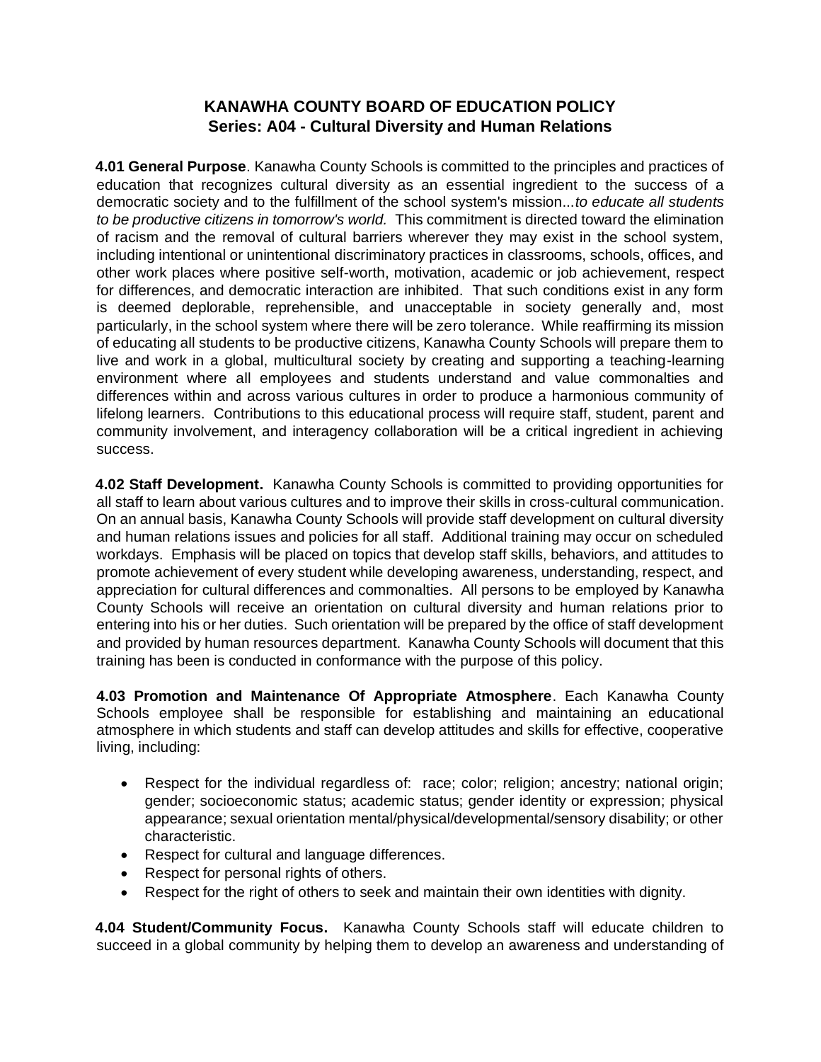# KANAWHA COUNTY BOARD OF EDUCATION POLICY
## Series: A04 - Cultural Diversity and Human Relations

**4.01 General Purpose**. Kanawha County Schools is committed to the principles and practices of education that recognizes cultural diversity as an essential ingredient to the success of a democratic society and to the fulfillment of the school system's mission...*to educate all students to be productive citizens in tomorrow's world.* This commitment is directed toward the elimination of racism and the removal of cultural barriers wherever they may exist in the school system, including intentional or unintentional discriminatory practices in classrooms, schools, offices, and other work places where positive self-worth, motivation, academic or job achievement, respect for differences, and democratic interaction are inhibited. That such conditions exist in any form is deemed deplorable, reprehensible, and unacceptable in society generally and, most particularly, in the school system where there will be zero tolerance. While reaffirming its mission of educating all students to be productive citizens, Kanawha County Schools will prepare them to live and work in a global, multicultural society by creating and supporting a teaching-learning environment where all employees and students understand and value commonalties and differences within and across various cultures in order to produce a harmonious community of lifelong learners. Contributions to this educational process will require staff, student, parent and community involvement, and interagency collaboration will be a critical ingredient in achieving success.

**4.02 Staff Development.** Kanawha County Schools is committed to providing opportunities for all staff to learn about various cultures and to improve their skills in cross-cultural communication. On an annual basis, Kanawha County Schools will provide staff development on cultural diversity and human relations issues and policies for all staff. Additional training may occur on scheduled workdays. Emphasis will be placed on topics that develop staff skills, behaviors, and attitudes to promote achievement of every student while developing awareness, understanding, respect, and appreciation for cultural differences and commonalties. All persons to be employed by Kanawha County Schools will receive an orientation on cultural diversity and human relations prior to entering into his or her duties. Such orientation will be prepared by the office of staff development and provided by human resources department. Kanawha County Schools will document that this training has been is conducted in conformance with the purpose of this policy.

**4.03 Promotion and Maintenance Of Appropriate Atmosphere**. Each Kanawha County Schools employee shall be responsible for establishing and maintaining an educational atmosphere in which students and staff can develop attitudes and skills for effective, cooperative living, including:

- Respect for the individual regardless of: race; color; religion; ancestry; national origin; gender; socioeconomic status; academic status; gender identity or expression; physical appearance; sexual orientation mental/physical/developmental/sensory disability; or other characteristic.
- Respect for cultural and language differences.
- Respect for personal rights of others.
- Respect for the right of others to seek and maintain their own identities with dignity.

**4.04 Student/Community Focus.** Kanawha County Schools staff will educate children to succeed in a global community by helping them to develop an awareness and understanding of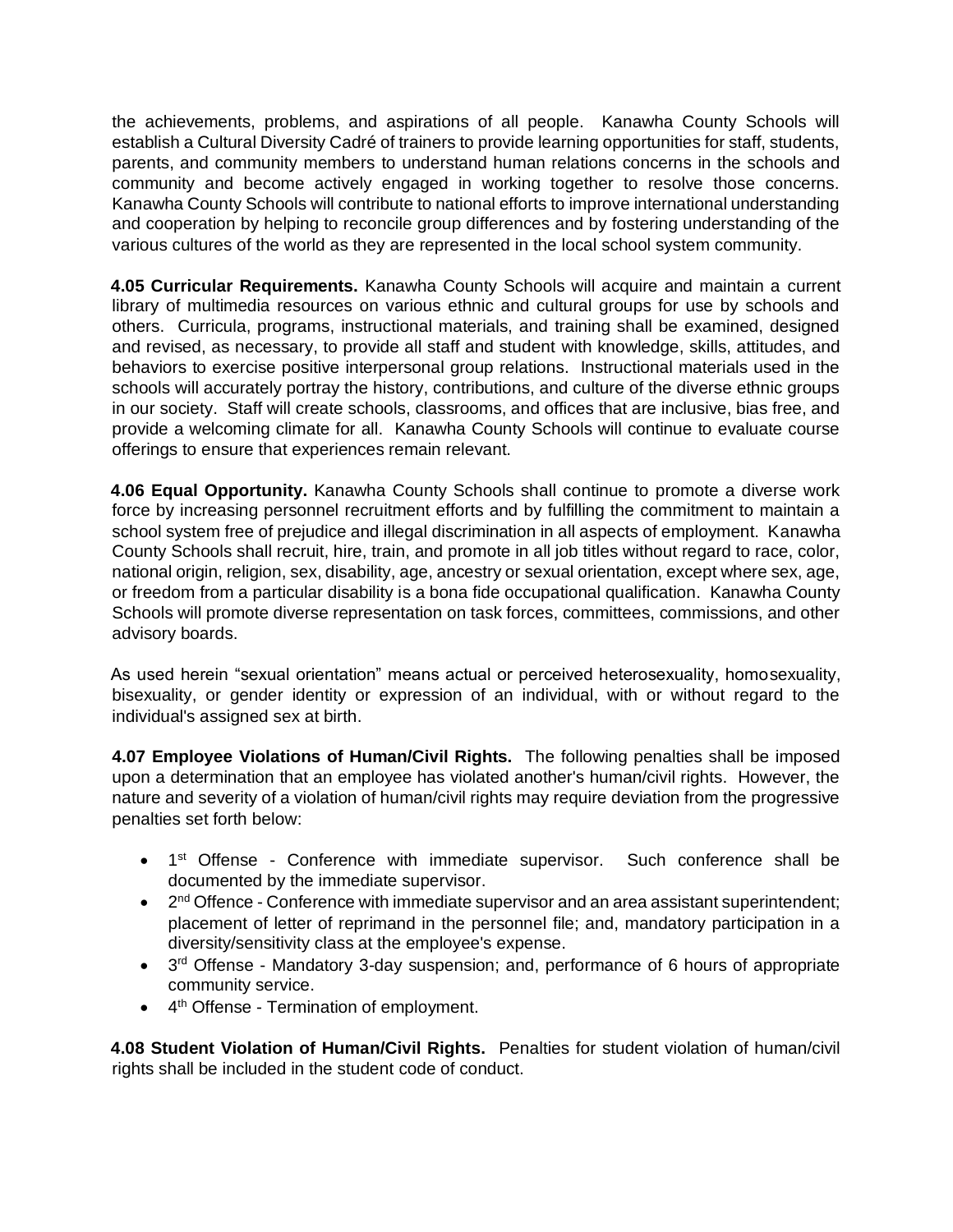the achievements, problems, and aspirations of all people. Kanawha County Schools will establish a Cultural Diversity Cadré of trainers to provide learning opportunities for staff, students, parents, and community members to understand human relations concerns in the schools and community and become actively engaged in working together to resolve those concerns. Kanawha County Schools will contribute to national efforts to improve international understanding and cooperation by helping to reconcile group differences and by fostering understanding of the various cultures of the world as they are represented in the local school system community.

**4.05 Curricular Requirements.** Kanawha County Schools will acquire and maintain a current library of multimedia resources on various ethnic and cultural groups for use by schools and others. Curricula, programs, instructional materials, and training shall be examined, designed and revised, as necessary, to provide all staff and student with knowledge, skills, attitudes, and behaviors to exercise positive interpersonal group relations. Instructional materials used in the schools will accurately portray the history, contributions, and culture of the diverse ethnic groups in our society. Staff will create schools, classrooms, and offices that are inclusive, bias free, and provide a welcoming climate for all. Kanawha County Schools will continue to evaluate course offerings to ensure that experiences remain relevant.

**4.06 Equal Opportunity.** Kanawha County Schools shall continue to promote a diverse work force by increasing personnel recruitment efforts and by fulfilling the commitment to maintain a school system free of prejudice and illegal discrimination in all aspects of employment. Kanawha County Schools shall recruit, hire, train, and promote in all job titles without regard to race, color, national origin, religion, sex, disability, age, ancestry or sexual orientation, except where sex, age, or freedom from a particular disability is a bona fide occupational qualification. Kanawha County Schools will promote diverse representation on task forces, committees, commissions, and other advisory boards.

As used herein “sexual orientation” means actual or perceived heterosexuality, homosexuality, bisexuality, or gender identity or expression of an individual, with or without regard to the individual's assigned sex at birth.

**4.07 Employee Violations of Human/Civil Rights.** The following penalties shall be imposed upon a determination that an employee has violated another's human/civil rights. However, the nature and severity of a violation of human/civil rights may require deviation from the progressive penalties set forth below:

- 1st Offense - Conference with immediate supervisor. Such conference shall be documented by the immediate supervisor.
- 2nd Offence - Conference with immediate supervisor and an area assistant superintendent; placement of letter of reprimand in the personnel file; and, mandatory participation in a diversity/sensitivity class at the employee's expense.
- 3rd Offense - Mandatory 3-day suspension; and, performance of 6 hours of appropriate community service.
- 4th Offense - Termination of employment.

**4.08 Student Violation of Human/Civil Rights.** Penalties for student violation of human/civil rights shall be included in the student code of conduct.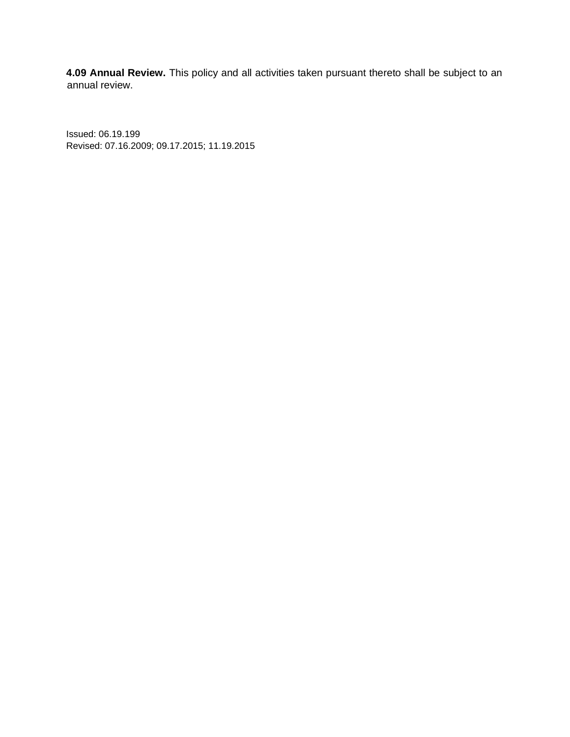**4.09 Annual Review.** This policy and all activities taken pursuant thereto shall be subject to an annual review.

Issued: 06.19.199
Revised: 07.16.2009; 09.17.2015; 11.19.2015